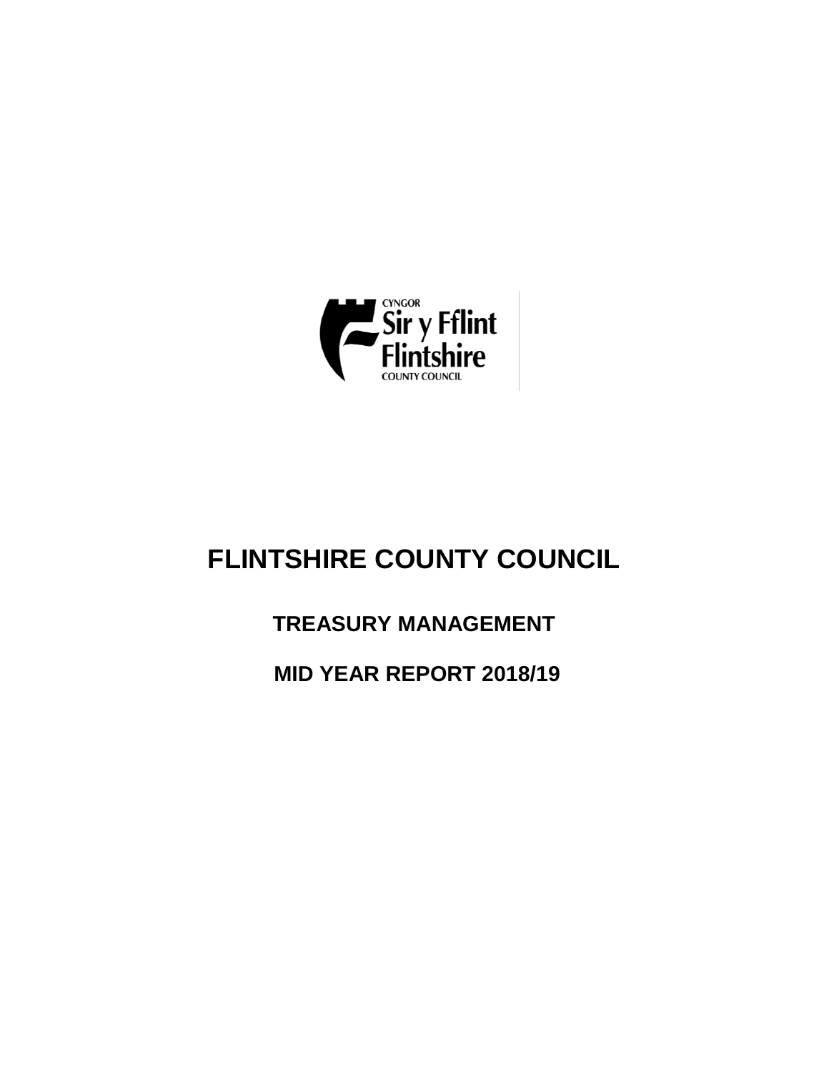# FLINTSHIRE COUNTY COUNCIL

## TREASURY MANAGEMENT

## MID YEAR REPORT 2018/19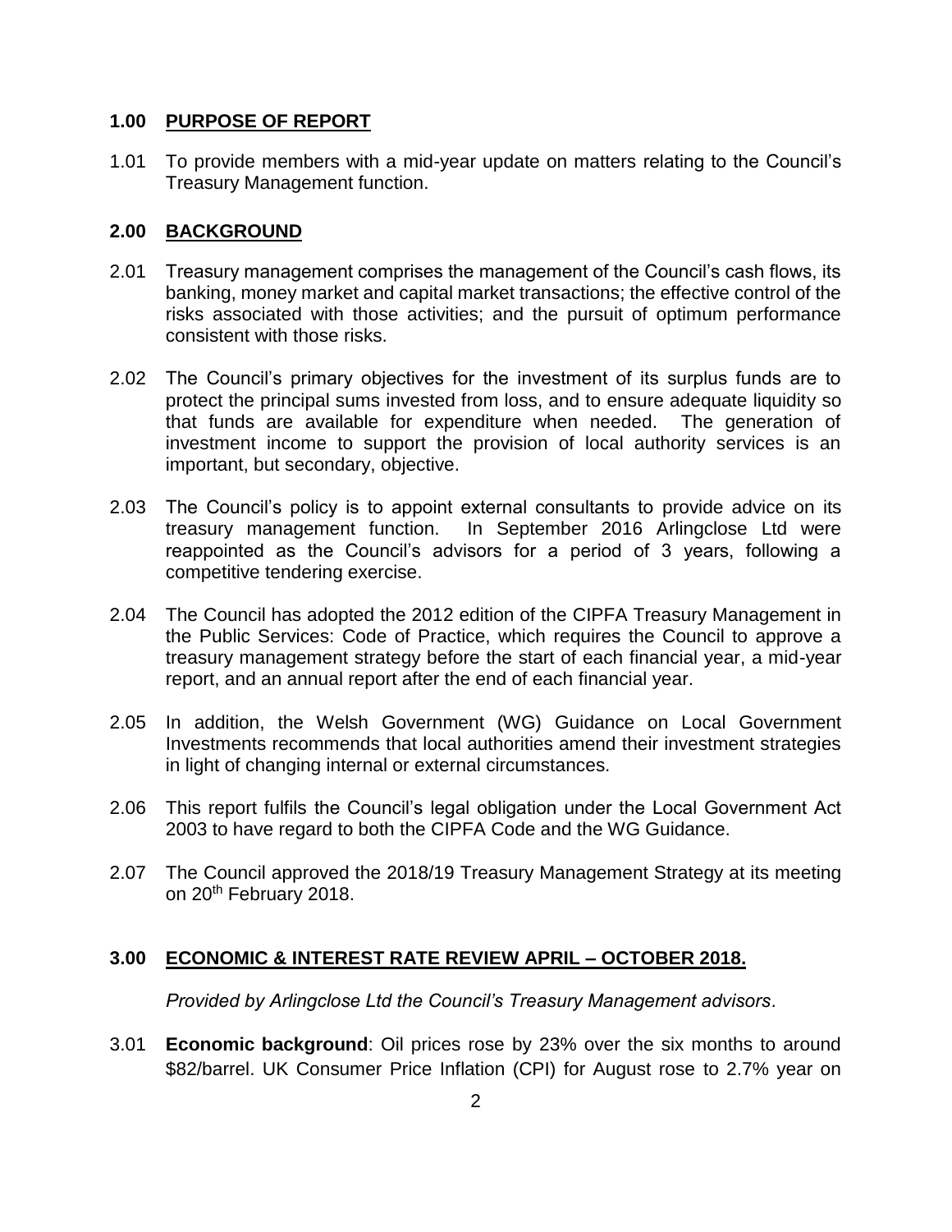## 1.00 PURPOSE OF REPORT

1.01 To provide members with a mid-year update on matters relating to the Council's Treasury Management function.

## 2.00 BACKGROUND

2.01 Treasury management comprises the management of the Council's cash flows, its banking, money market and capital market transactions; the effective control of the risks associated with those activities; and the pursuit of optimum performance consistent with those risks.

2.02 The Council's primary objectives for the investment of its surplus funds are to protect the principal sums invested from loss, and to ensure adequate liquidity so that funds are available for expenditure when needed. The generation of investment income to support the provision of local authority services is an important, but secondary, objective.

2.03 The Council's policy is to appoint external consultants to provide advice on its treasury management function. In September 2016 Arlingclose Ltd were reappointed as the Council's advisors for a period of 3 years, following a competitive tendering exercise.

2.04 The Council has adopted the 2012 edition of the CIPFA Treasury Management in the Public Services: Code of Practice, which requires the Council to approve a treasury management strategy before the start of each financial year, a mid-year report, and an annual report after the end of each financial year.

2.05 In addition, the Welsh Government (WG) Guidance on Local Government Investments recommends that local authorities amend their investment strategies in light of changing internal or external circumstances.

2.06 This report fulfils the Council's legal obligation under the Local Government Act 2003 to have regard to both the CIPFA Code and the WG Guidance.

2.07 The Council approved the 2018/19 Treasury Management Strategy at its meeting on 20th February 2018.

## 3.00 ECONOMIC & INTEREST RATE REVIEW APRIL – OCTOBER 2018.

*Provided by Arlingclose Ltd the Council's Treasury Management advisors*.

3.01 **Economic background**: Oil prices rose by 23% over the six months to around \$82/barrel. UK Consumer Price Inflation (CPI) for August rose to 2.7% year on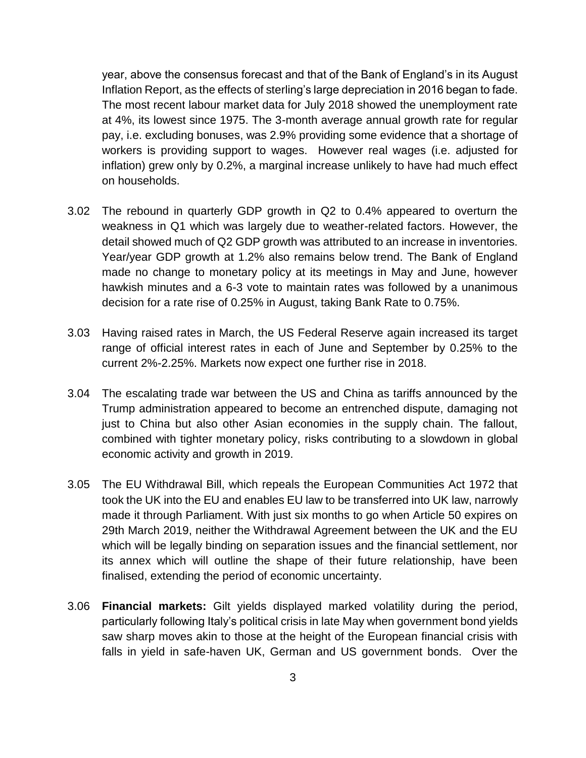year, above the consensus forecast and that of the Bank of England's in its August Inflation Report, as the effects of sterling's large depreciation in 2016 began to fade. The most recent labour market data for July 2018 showed the unemployment rate at 4%, its lowest since 1975. The 3-month average annual growth rate for regular pay, i.e. excluding bonuses, was 2.9% providing some evidence that a shortage of workers is providing support to wages. However real wages (i.e. adjusted for inflation) grew only by 0.2%, a marginal increase unlikely to have had much effect on households.

3.02 The rebound in quarterly GDP growth in Q2 to 0.4% appeared to overturn the weakness in Q1 which was largely due to weather-related factors. However, the detail showed much of Q2 GDP growth was attributed to an increase in inventories. Year/year GDP growth at 1.2% also remains below trend. The Bank of England made no change to monetary policy at its meetings in May and June, however hawkish minutes and a 6-3 vote to maintain rates was followed by a unanimous decision for a rate rise of 0.25% in August, taking Bank Rate to 0.75%.

3.03 Having raised rates in March, the US Federal Reserve again increased its target range of official interest rates in each of June and September by 0.25% to the current 2%-2.25%. Markets now expect one further rise in 2018.

3.04 The escalating trade war between the US and China as tariffs announced by the Trump administration appeared to become an entrenched dispute, damaging not just to China but also other Asian economies in the supply chain. The fallout, combined with tighter monetary policy, risks contributing to a slowdown in global economic activity and growth in 2019.

3.05 The EU Withdrawal Bill, which repeals the European Communities Act 1972 that took the UK into the EU and enables EU law to be transferred into UK law, narrowly made it through Parliament. With just six months to go when Article 50 expires on 29th March 2019, neither the Withdrawal Agreement between the UK and the EU which will be legally binding on separation issues and the financial settlement, nor its annex which will outline the shape of their future relationship, have been finalised, extending the period of economic uncertainty.

3.06 **Financial markets:** Gilt yields displayed marked volatility during the period, particularly following Italy's political crisis in late May when government bond yields saw sharp moves akin to those at the height of the European financial crisis with falls in yield in safe-haven UK, German and US government bonds. Over the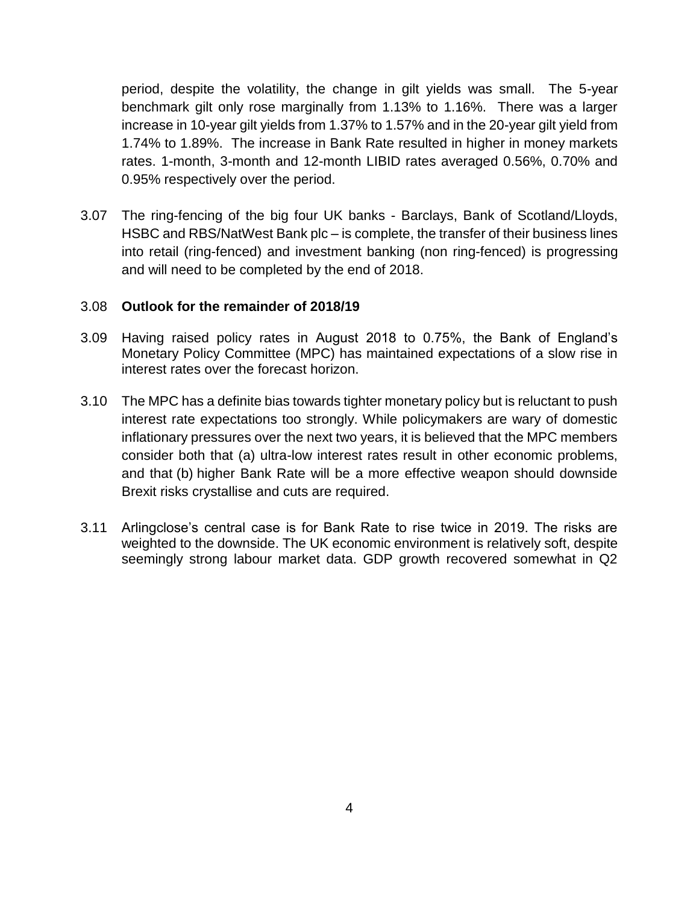period, despite the volatility, the change in gilt yields was small. The 5-year benchmark gilt only rose marginally from 1.13% to 1.16%. There was a larger increase in 10-year gilt yields from 1.37% to 1.57% and in the 20-year gilt yield from 1.74% to 1.89%. The increase in Bank Rate resulted in higher in money markets rates. 1-month, 3-month and 12-month LIBID rates averaged 0.56%, 0.70% and 0.95% respectively over the period.

3.07 The ring-fencing of the big four UK banks - Barclays, Bank of Scotland/Lloyds, HSBC and RBS/NatWest Bank plc – is complete, the transfer of their business lines into retail (ring-fenced) and investment banking (non ring-fenced) is progressing and will need to be completed by the end of 2018.

3.08 **Outlook for the remainder of 2018/19**

3.09 Having raised policy rates in August 2018 to 0.75%, the Bank of England's Monetary Policy Committee (MPC) has maintained expectations of a slow rise in interest rates over the forecast horizon.

3.10 The MPC has a definite bias towards tighter monetary policy but is reluctant to push interest rate expectations too strongly. While policymakers are wary of domestic inflationary pressures over the next two years, it is believed that the MPC members consider both that (a) ultra-low interest rates result in other economic problems, and that (b) higher Bank Rate will be a more effective weapon should downside Brexit risks crystallise and cuts are required.

3.11 Arlingclose's central case is for Bank Rate to rise twice in 2019. The risks are weighted to the downside. The UK economic environment is relatively soft, despite seemingly strong labour market data. GDP growth recovered somewhat in Q2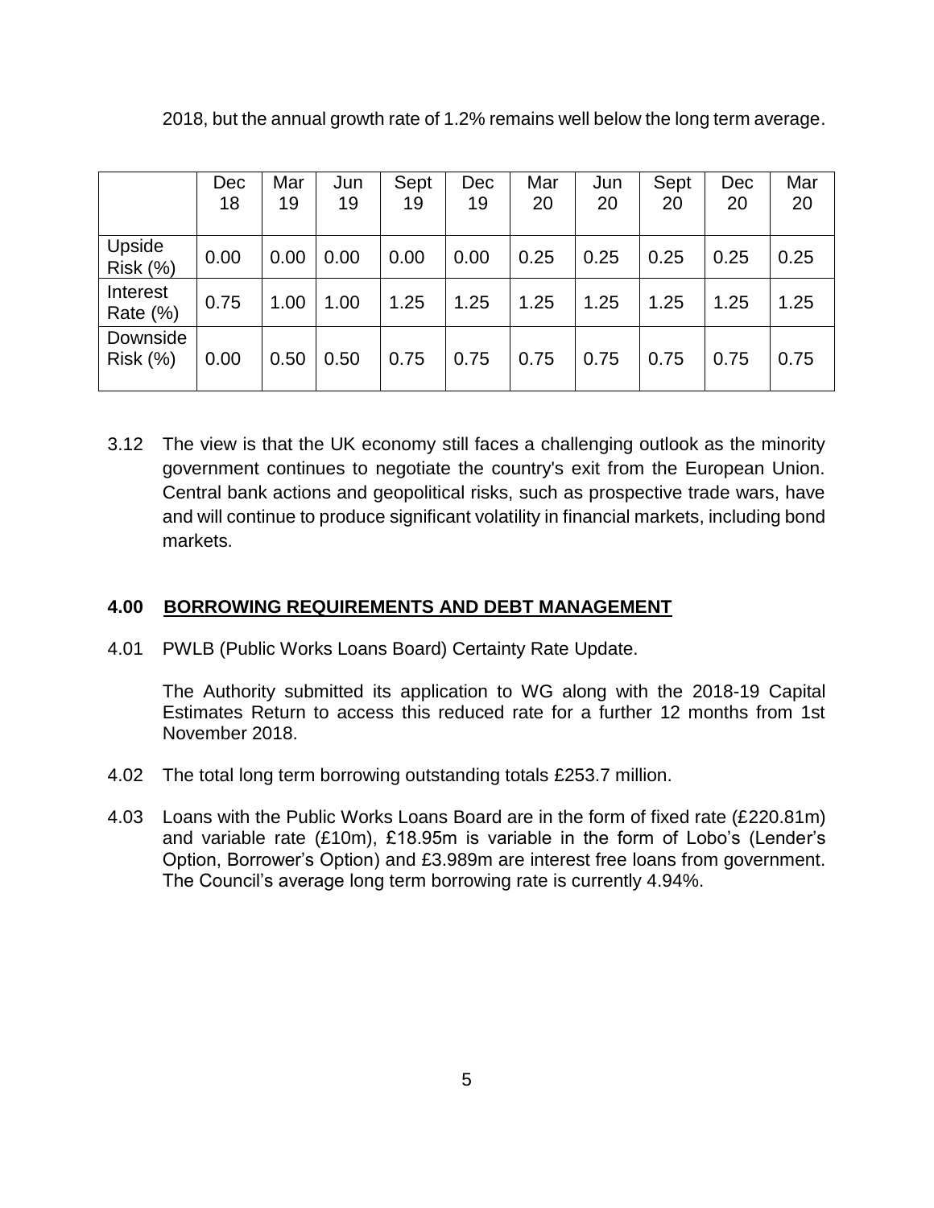2018, but the annual growth rate of 1.2% remains well below the long term average.

| | Dec 18 | Mar 19 | Jun 19 | Sept 19 | Dec 19 | Mar 20 | Jun 20 | Sept 20 | Dec 20 | Mar 20 |
|---|---|---|---|---|---|---|---|---|---|---|
| Upside Risk (%) | 0.00 | 0.00 | 0.00 | 0.00 | 0.00 | 0.25 | 0.25 | 0.25 | 0.25 | 0.25 |
| Interest Rate (%) | 0.75 | 1.00 | 1.00 | 1.25 | 1.25 | 1.25 | 1.25 | 1.25 | 1.25 | 1.25 |
| Downside Risk (%) | 0.00 | 0.50 | 0.50 | 0.75 | 0.75 | 0.75 | 0.75 | 0.75 | 0.75 | 0.75 |

3.12 The view is that the UK economy still faces a challenging outlook as the minority government continues to negotiate the country's exit from the European Union. Central bank actions and geopolitical risks, such as prospective trade wars, have and will continue to produce significant volatility in financial markets, including bond markets.

## 4.00 BORROWING REQUIREMENTS AND DEBT MANAGEMENT

4.01 PWLB (Public Works Loans Board) Certainty Rate Update.

The Authority submitted its application to WG along with the 2018-19 Capital Estimates Return to access this reduced rate for a further 12 months from 1st November 2018.

4.02 The total long term borrowing outstanding totals £253.7 million.

4.03 Loans with the Public Works Loans Board are in the form of fixed rate (£220.81m) and variable rate (£10m), £18.95m is variable in the form of Lobo's (Lender's Option, Borrower's Option) and £3.989m are interest free loans from government. The Council's average long term borrowing rate is currently 4.94%.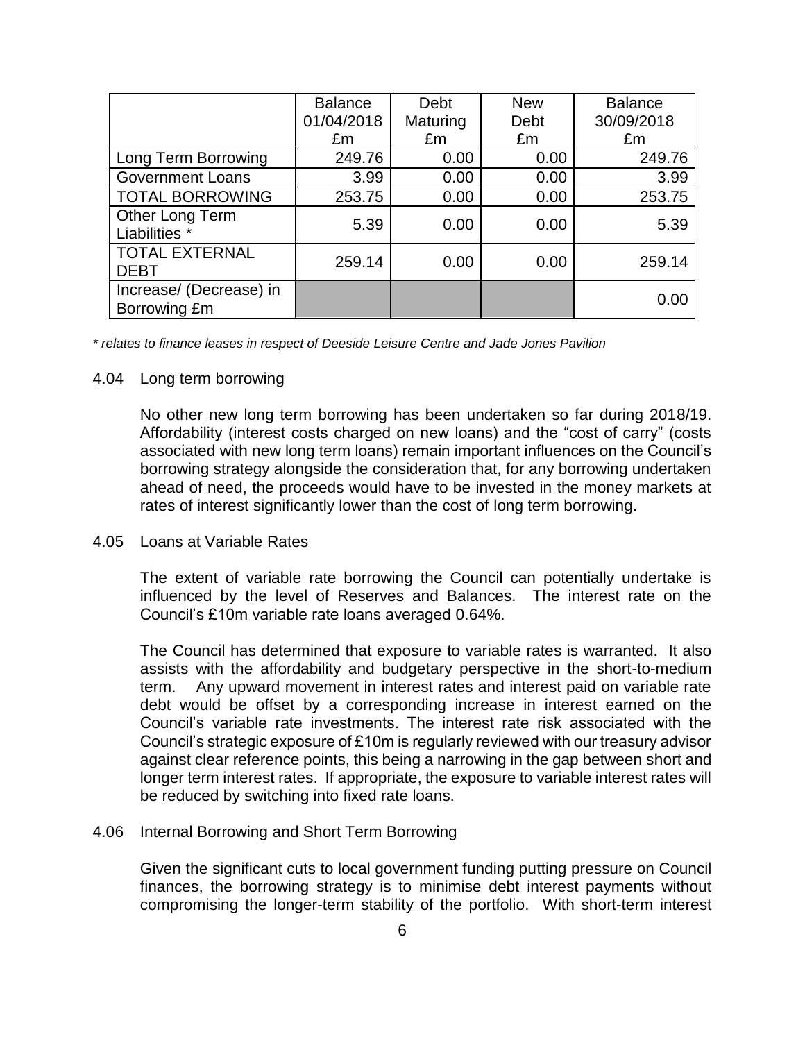| | Balance 01/04/2018 £m | Debt Maturing £m | New Debt £m | Balance 30/09/2018 £m |
|---|---|---|---|---|
| Long Term Borrowing | 249.76 | 0.00 | 0.00 | 249.76 |
| Government Loans | 3.99 | 0.00 | 0.00 | 3.99 |
| TOTAL BORROWING | 253.75 | 0.00 | 0.00 | 253.75 |
| Other Long Term Liabilities * | 5.39 | 0.00 | 0.00 | 5.39 |
| TOTAL EXTERNAL DEBT | 259.14 | 0.00 | 0.00 | 259.14 |
| Increase/ (Decrease) in Borrowing £m | | | | 0.00 |

*\* relates to finance leases in respect of Deeside Leisure Centre and Jade Jones Pavilion*

4.04 Long term borrowing

No other new long term borrowing has been undertaken so far during 2018/19. Affordability (interest costs charged on new loans) and the "cost of carry" (costs associated with new long term loans) remain important influences on the Council's borrowing strategy alongside the consideration that, for any borrowing undertaken ahead of need, the proceeds would have to be invested in the money markets at rates of interest significantly lower than the cost of long term borrowing.

4.05 Loans at Variable Rates

The extent of variable rate borrowing the Council can potentially undertake is influenced by the level of Reserves and Balances. The interest rate on the Council's £10m variable rate loans averaged 0.64%.

The Council has determined that exposure to variable rates is warranted. It also assists with the affordability and budgetary perspective in the short-to-medium term. Any upward movement in interest rates and interest paid on variable rate debt would be offset by a corresponding increase in interest earned on the Council's variable rate investments. The interest rate risk associated with the Council's strategic exposure of £10m is regularly reviewed with our treasury advisor against clear reference points, this being a narrowing in the gap between short and longer term interest rates. If appropriate, the exposure to variable interest rates will be reduced by switching into fixed rate loans.

4.06 Internal Borrowing and Short Term Borrowing

Given the significant cuts to local government funding putting pressure on Council finances, the borrowing strategy is to minimise debt interest payments without compromising the longer-term stability of the portfolio. With short-term interest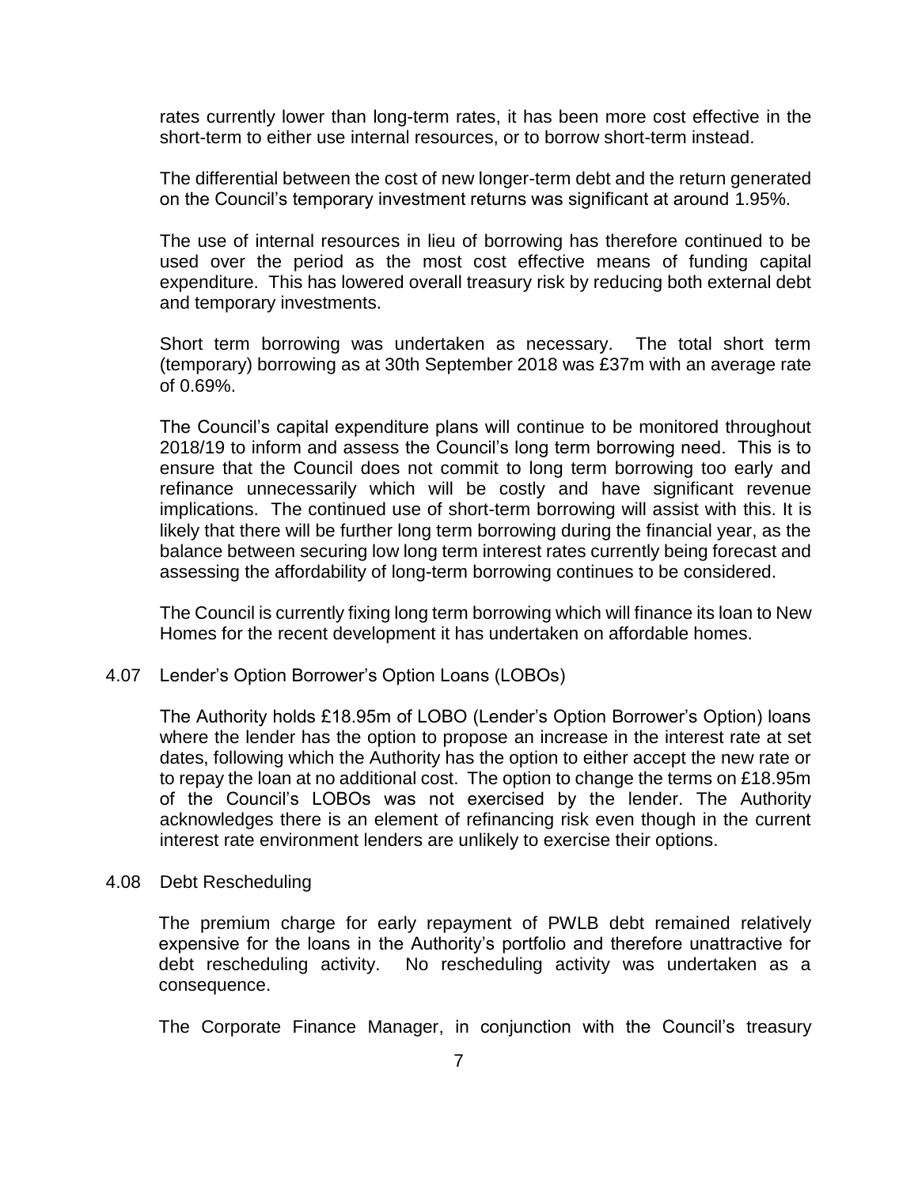rates currently lower than long-term rates, it has been more cost effective in the short-term to either use internal resources, or to borrow short-term instead.

The differential between the cost of new longer-term debt and the return generated on the Council's temporary investment returns was significant at around 1.95%.

The use of internal resources in lieu of borrowing has therefore continued to be used over the period as the most cost effective means of funding capital expenditure. This has lowered overall treasury risk by reducing both external debt and temporary investments.

Short term borrowing was undertaken as necessary. The total short term (temporary) borrowing as at 30th September 2018 was £37m with an average rate of 0.69%.

The Council's capital expenditure plans will continue to be monitored throughout 2018/19 to inform and assess the Council's long term borrowing need. This is to ensure that the Council does not commit to long term borrowing too early and refinance unnecessarily which will be costly and have significant revenue implications. The continued use of short-term borrowing will assist with this. It is likely that there will be further long term borrowing during the financial year, as the balance between securing low long term interest rates currently being forecast and assessing the affordability of long-term borrowing continues to be considered.

The Council is currently fixing long term borrowing which will finance its loan to New Homes for the recent development it has undertaken on affordable homes.

4.07 Lender's Option Borrower's Option Loans (LOBOs)

The Authority holds £18.95m of LOBO (Lender's Option Borrower's Option) loans where the lender has the option to propose an increase in the interest rate at set dates, following which the Authority has the option to either accept the new rate or to repay the loan at no additional cost. The option to change the terms on £18.95m of the Council's LOBOs was not exercised by the lender. The Authority acknowledges there is an element of refinancing risk even though in the current interest rate environment lenders are unlikely to exercise their options.

4.08 Debt Rescheduling

The premium charge for early repayment of PWLB debt remained relatively expensive for the loans in the Authority's portfolio and therefore unattractive for debt rescheduling activity. No rescheduling activity was undertaken as a consequence.

The Corporate Finance Manager, in conjunction with the Council's treasury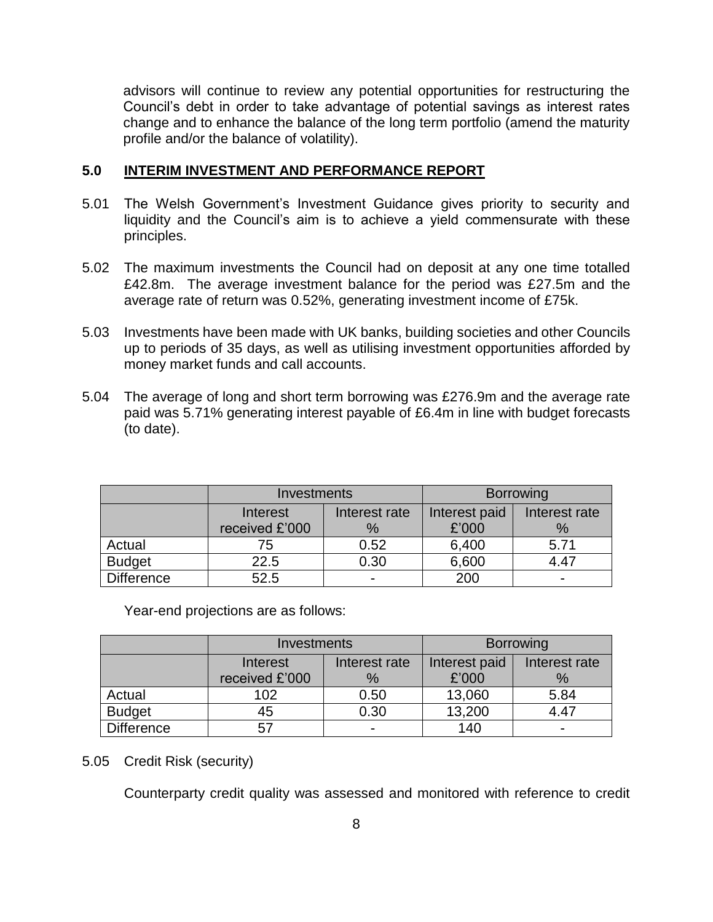advisors will continue to review any potential opportunities for restructuring the Council's debt in order to take advantage of potential savings as interest rates change and to enhance the balance of the long term portfolio (amend the maturity profile and/or the balance of volatility).

## 5.0 INTERIM INVESTMENT AND PERFORMANCE REPORT

5.01 The Welsh Government's Investment Guidance gives priority to security and liquidity and the Council's aim is to achieve a yield commensurate with these principles.

5.02 The maximum investments the Council had on deposit at any one time totalled £42.8m. The average investment balance for the period was £27.5m and the average rate of return was 0.52%, generating investment income of £75k.

5.03 Investments have been made with UK banks, building societies and other Councils up to periods of 35 days, as well as utilising investment opportunities afforded by money market funds and call accounts.

5.04 The average of long and short term borrowing was £276.9m and the average rate paid was 5.71% generating interest payable of £6.4m in line with budget forecasts (to date).

| | Investments | | Borrowing | |
|---|---|---|---|---|
| | Interest received £'000 | Interest rate % | Interest paid £'000 | Interest rate % |
| Actual | 75 | 0.52 | 6,400 | 5.71 |
| Budget | 22.5 | 0.30 | 6,600 | 4.47 |
| Difference | 52.5 | - | 200 | - |

Year-end projections are as follows:

| | Investments | | Borrowing | |
|---|---|---|---|---|
| | Interest received £'000 | Interest rate % | Interest paid £'000 | Interest rate % |
| Actual | 102 | 0.50 | 13,060 | 5.84 |
| Budget | 45 | 0.30 | 13,200 | 4.47 |
| Difference | 57 | - | 140 | - |

5.05 Credit Risk (security)

Counterparty credit quality was assessed and monitored with reference to credit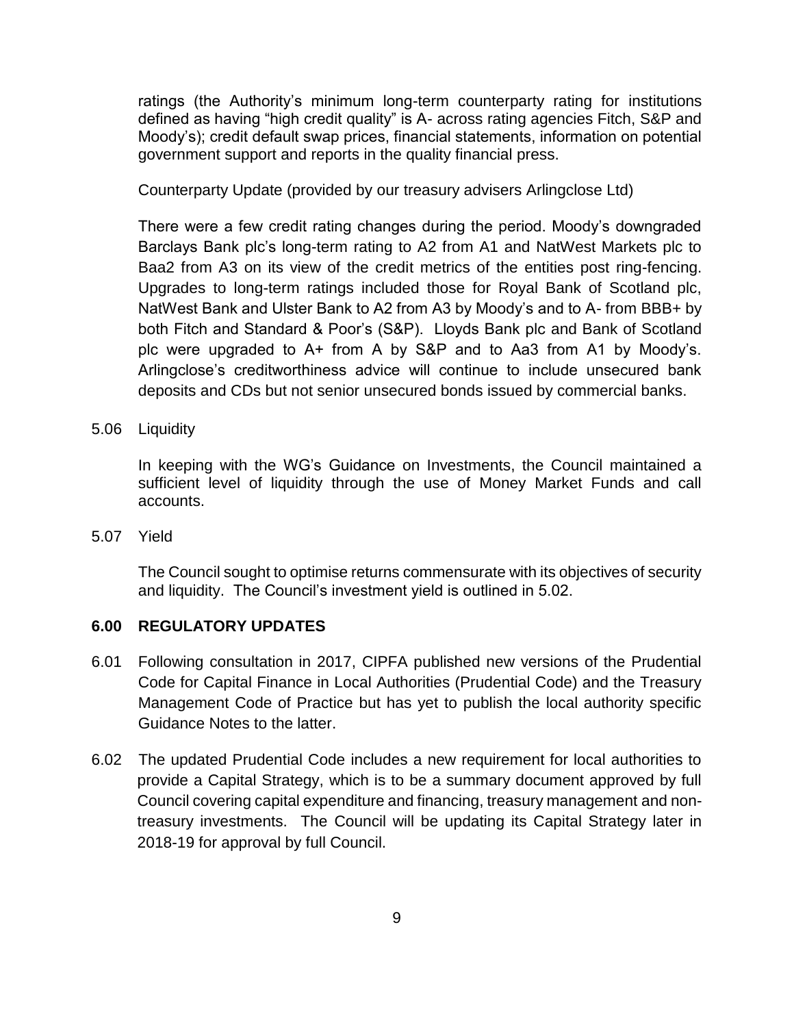ratings (the Authority's minimum long-term counterparty rating for institutions defined as having "high credit quality" is A- across rating agencies Fitch, S&P and Moody's); credit default swap prices, financial statements, information on potential government support and reports in the quality financial press.

Counterparty Update (provided by our treasury advisers Arlingclose Ltd)

There were a few credit rating changes during the period. Moody's downgraded Barclays Bank plc's long-term rating to A2 from A1 and NatWest Markets plc to Baa2 from A3 on its view of the credit metrics of the entities post ring-fencing. Upgrades to long-term ratings included those for Royal Bank of Scotland plc, NatWest Bank and Ulster Bank to A2 from A3 by Moody's and to A- from BBB+ by both Fitch and Standard & Poor's (S&P). Lloyds Bank plc and Bank of Scotland plc were upgraded to A+ from A by S&P and to Aa3 from A1 by Moody's. Arlingclose's creditworthiness advice will continue to include unsecured bank deposits and CDs but not senior unsecured bonds issued by commercial banks.

5.06 Liquidity

In keeping with the WG's Guidance on Investments, the Council maintained a sufficient level of liquidity through the use of Money Market Funds and call accounts.

5.07 Yield

The Council sought to optimise returns commensurate with its objectives of security and liquidity. The Council's investment yield is outlined in 5.02.

## 6.00 REGULATORY UPDATES

6.01 Following consultation in 2017, CIPFA published new versions of the Prudential Code for Capital Finance in Local Authorities (Prudential Code) and the Treasury Management Code of Practice but has yet to publish the local authority specific Guidance Notes to the latter.

6.02 The updated Prudential Code includes a new requirement for local authorities to provide a Capital Strategy, which is to be a summary document approved by full Council covering capital expenditure and financing, treasury management and non-treasury investments. The Council will be updating its Capital Strategy later in 2018-19 for approval by full Council.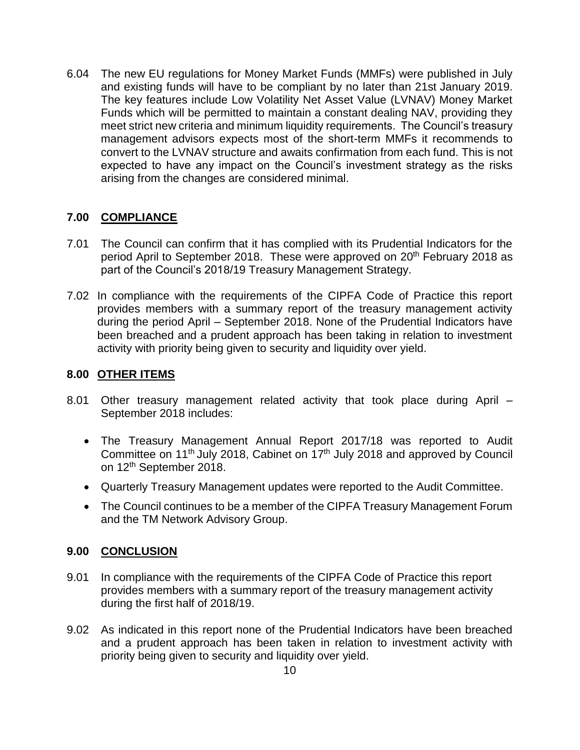6.04 The new EU regulations for Money Market Funds (MMFs) were published in July and existing funds will have to be compliant by no later than 21st January 2019. The key features include Low Volatility Net Asset Value (LVNAV) Money Market Funds which will be permitted to maintain a constant dealing NAV, providing they meet strict new criteria and minimum liquidity requirements. The Council's treasury management advisors expects most of the short-term MMFs it recommends to convert to the LVNAV structure and awaits confirmation from each fund. This is not expected to have any impact on the Council's investment strategy as the risks arising from the changes are considered minimal.

## 7.00 COMPLIANCE

7.01 The Council can confirm that it has complied with its Prudential Indicators for the period April to September 2018. These were approved on 20th February 2018 as part of the Council's 2018/19 Treasury Management Strategy.

7.02 In compliance with the requirements of the CIPFA Code of Practice this report provides members with a summary report of the treasury management activity during the period April – September 2018. None of the Prudential Indicators have been breached and a prudent approach has been taking in relation to investment activity with priority being given to security and liquidity over yield.

## 8.00 OTHER ITEMS

8.01 Other treasury management related activity that took place during April – September 2018 includes:

- The Treasury Management Annual Report 2017/18 was reported to Audit Committee on 11th July 2018, Cabinet on 17th July 2018 and approved by Council on 12th September 2018.
- Quarterly Treasury Management updates were reported to the Audit Committee.
- The Council continues to be a member of the CIPFA Treasury Management Forum and the TM Network Advisory Group.

## 9.00 CONCLUSION

9.01 In compliance with the requirements of the CIPFA Code of Practice this report provides members with a summary report of the treasury management activity during the first half of 2018/19.

9.02 As indicated in this report none of the Prudential Indicators have been breached and a prudent approach has been taken in relation to investment activity with priority being given to security and liquidity over yield.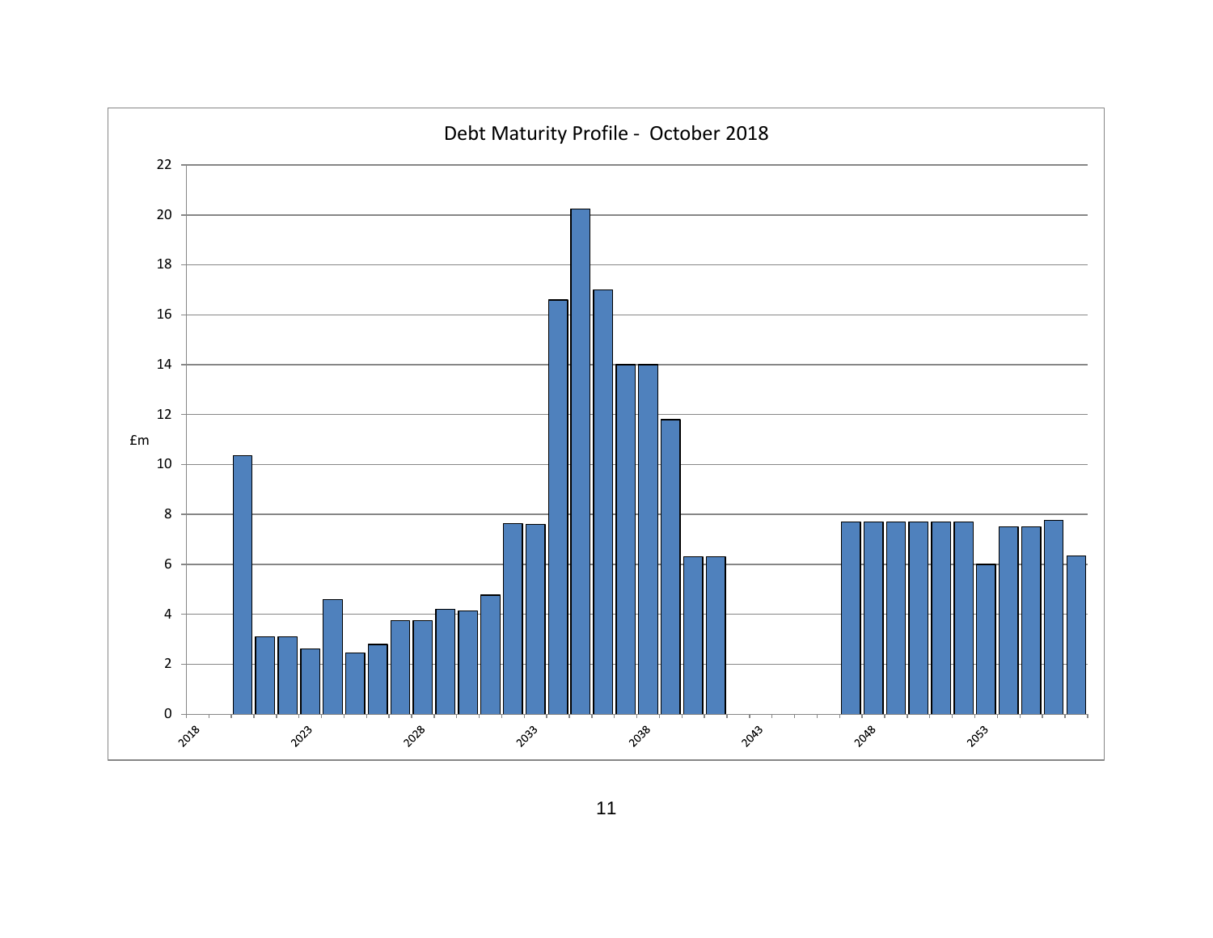Debt Maturity Profile - October 2018

£m

0
2
4
6
8
10
12
14
16
18
20
22

2018
2023
2028
2033
2038
2043
2048
2053